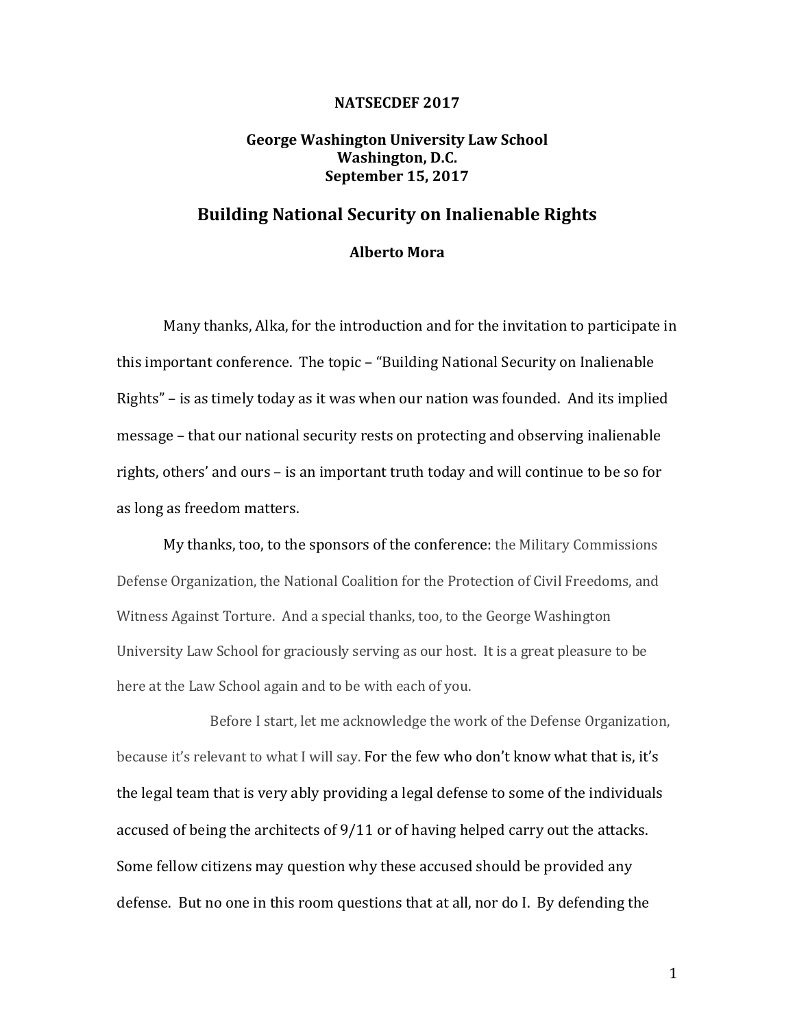**NATSECDEF 2017**

**George Washington University Law School**
**Washington, D.C.**
**September 15, 2017**

# Building National Security on Inalienable Rights

**Alberto Mora**

Many thanks, Alka, for the introduction and for the invitation to participate in this important conference. The topic – "Building National Security on Inalienable Rights" – is as timely today as it was when our nation was founded. And its implied message – that our national security rests on protecting and observing inalienable rights, others' and ours – is an important truth today and will continue to be so for as long as freedom matters.

My thanks, too, to the sponsors of the conference: the Military Commissions Defense Organization, the National Coalition for the Protection of Civil Freedoms, and Witness Against Torture. And a special thanks, too, to the George Washington University Law School for graciously serving as our host. It is a great pleasure to be here at the Law School again and to be with each of you.

Before I start, let me acknowledge the work of the Defense Organization, because it's relevant to what I will say. For the few who don't know what that is, it's the legal team that is very ably providing a legal defense to some of the individuals accused of being the architects of 9/11 or of having helped carry out the attacks. Some fellow citizens may question why these accused should be provided any defense. But no one in this room questions that at all, nor do I. By defending the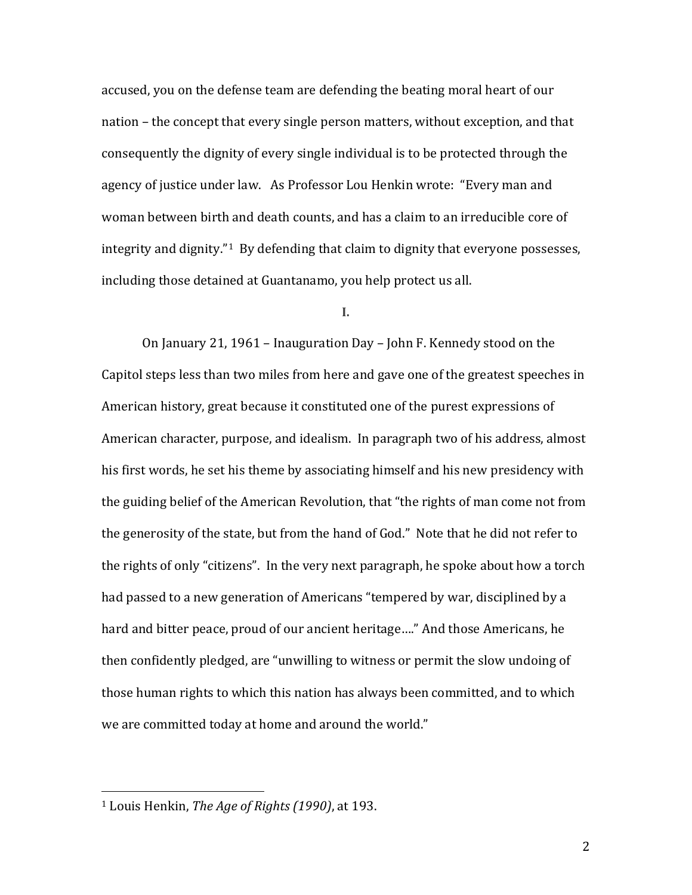accused, you on the defense team are defending the beating moral heart of our nation – the concept that every single person matters, without exception, and that consequently the dignity of every single individual is to be protected through the agency of justice under law. As Professor Lou Henkin wrote: "Every man and woman between birth and death counts, and has a claim to an irreducible core of integrity and dignity."[1] By defending that claim to dignity that everyone possesses, including those detained at Guantanamo, you help protect us all.

## I.

On January 21, 1961 – Inauguration Day – John F. Kennedy stood on the Capitol steps less than two miles from here and gave one of the greatest speeches in American history, great because it constituted one of the purest expressions of American character, purpose, and idealism. In paragraph two of his address, almost his first words, he set his theme by associating himself and his new presidency with the guiding belief of the American Revolution, that "the rights of man come not from the generosity of the state, but from the hand of God." Note that he did not refer to the rights of only "citizens". In the very next paragraph, he spoke about how a torch had passed to a new generation of Americans "tempered by war, disciplined by a hard and bitter peace, proud of our ancient heritage…." And those Americans, he then confidently pledged, are "unwilling to witness or permit the slow undoing of those human rights to which this nation has always been committed, and to which we are committed today at home and around the world."

---

[1] Louis Henkin, *The Age of Rights (1990)*, at 193.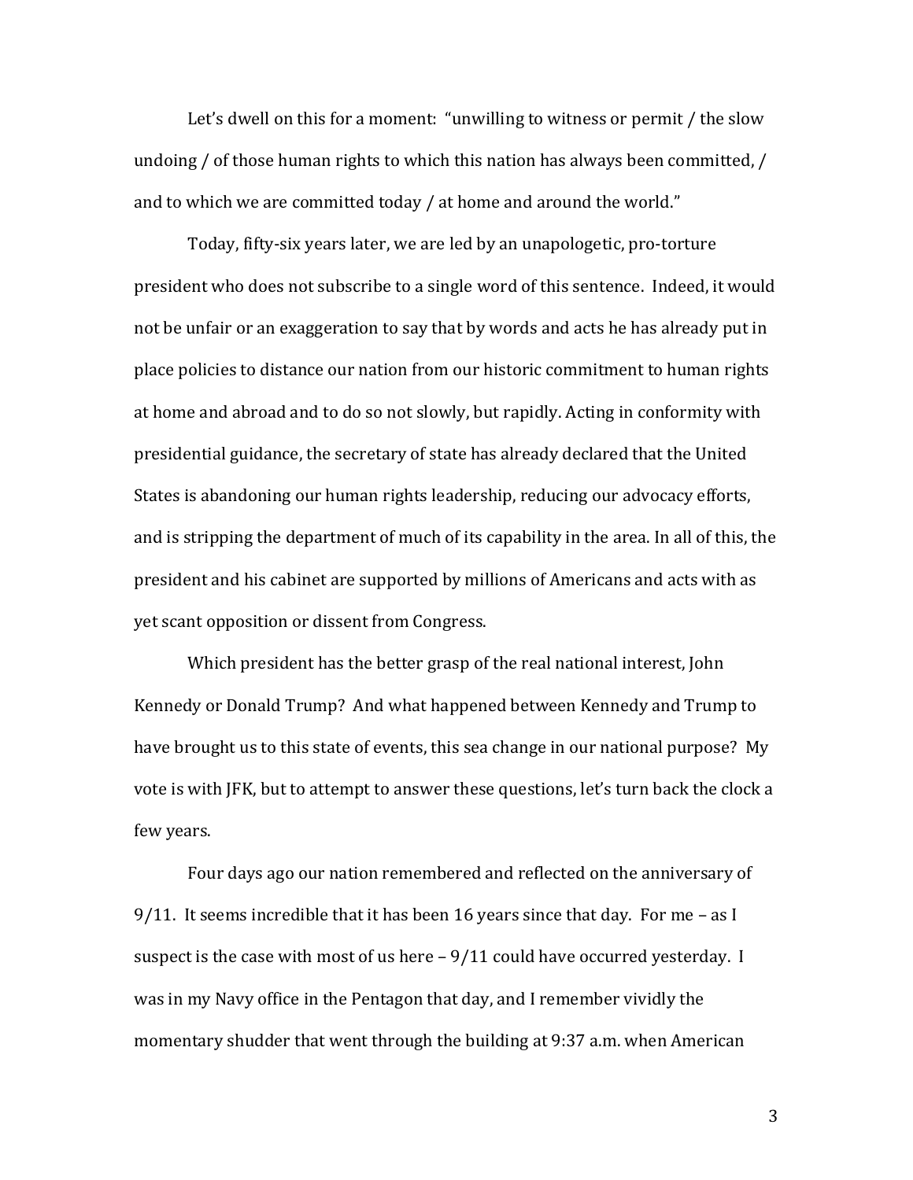Let's dwell on this for a moment: "unwilling to witness or permit / the slow undoing / of those human rights to which this nation has always been committed, / and to which we are committed today / at home and around the world."

Today, fifty-six years later, we are led by an unapologetic, pro-torture president who does not subscribe to a single word of this sentence. Indeed, it would not be unfair or an exaggeration to say that by words and acts he has already put in place policies to distance our nation from our historic commitment to human rights at home and abroad and to do so not slowly, but rapidly. Acting in conformity with presidential guidance, the secretary of state has already declared that the United States is abandoning our human rights leadership, reducing our advocacy efforts, and is stripping the department of much of its capability in the area. In all of this, the president and his cabinet are supported by millions of Americans and acts with as yet scant opposition or dissent from Congress.

Which president has the better grasp of the real national interest, John Kennedy or Donald Trump? And what happened between Kennedy and Trump to have brought us to this state of events, this sea change in our national purpose? My vote is with JFK, but to attempt to answer these questions, let's turn back the clock a few years.

Four days ago our nation remembered and reflected on the anniversary of 9/11. It seems incredible that it has been 16 years since that day. For me – as I suspect is the case with most of us here – 9/11 could have occurred yesterday. I was in my Navy office in the Pentagon that day, and I remember vividly the momentary shudder that went through the building at 9:37 a.m. when American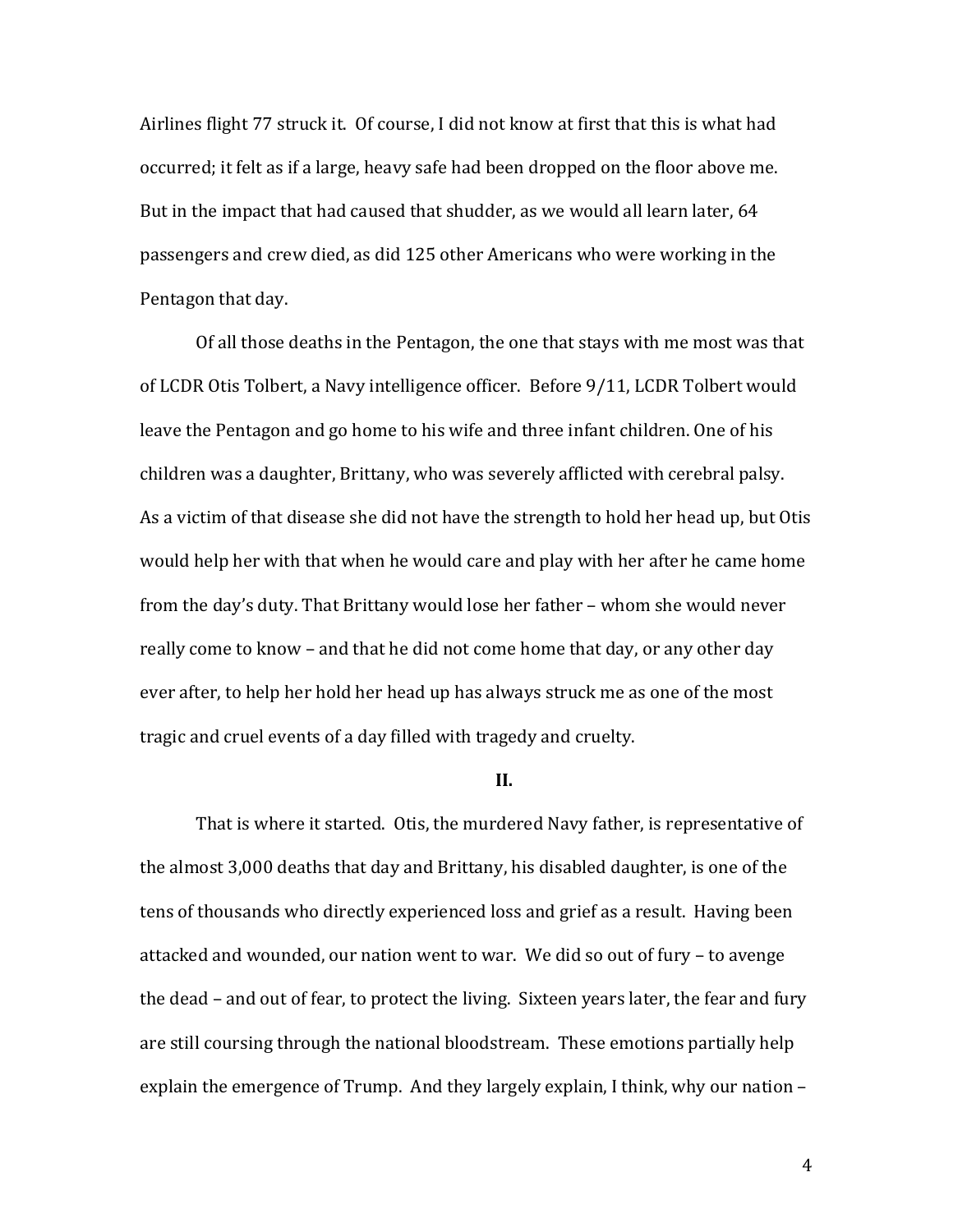Airlines flight 77 struck it. Of course, I did not know at first that this is what had occurred; it felt as if a large, heavy safe had been dropped on the floor above me. But in the impact that had caused that shudder, as we would all learn later, 64 passengers and crew died, as did 125 other Americans who were working in the Pentagon that day.

Of all those deaths in the Pentagon, the one that stays with me most was that of LCDR Otis Tolbert, a Navy intelligence officer. Before 9/11, LCDR Tolbert would leave the Pentagon and go home to his wife and three infant children. One of his children was a daughter, Brittany, who was severely afflicted with cerebral palsy. As a victim of that disease she did not have the strength to hold her head up, but Otis would help her with that when he would care and play with her after he came home from the day's duty. That Brittany would lose her father – whom she would never really come to know – and that he did not come home that day, or any other day ever after, to help her hold her head up has always struck me as one of the most tragic and cruel events of a day filled with tragedy and cruelty.

## II.

That is where it started. Otis, the murdered Navy father, is representative of the almost 3,000 deaths that day and Brittany, his disabled daughter, is one of the tens of thousands who directly experienced loss and grief as a result. Having been attacked and wounded, our nation went to war. We did so out of fury – to avenge the dead – and out of fear, to protect the living. Sixteen years later, the fear and fury are still coursing through the national bloodstream. These emotions partially help explain the emergence of Trump. And they largely explain, I think, why our nation –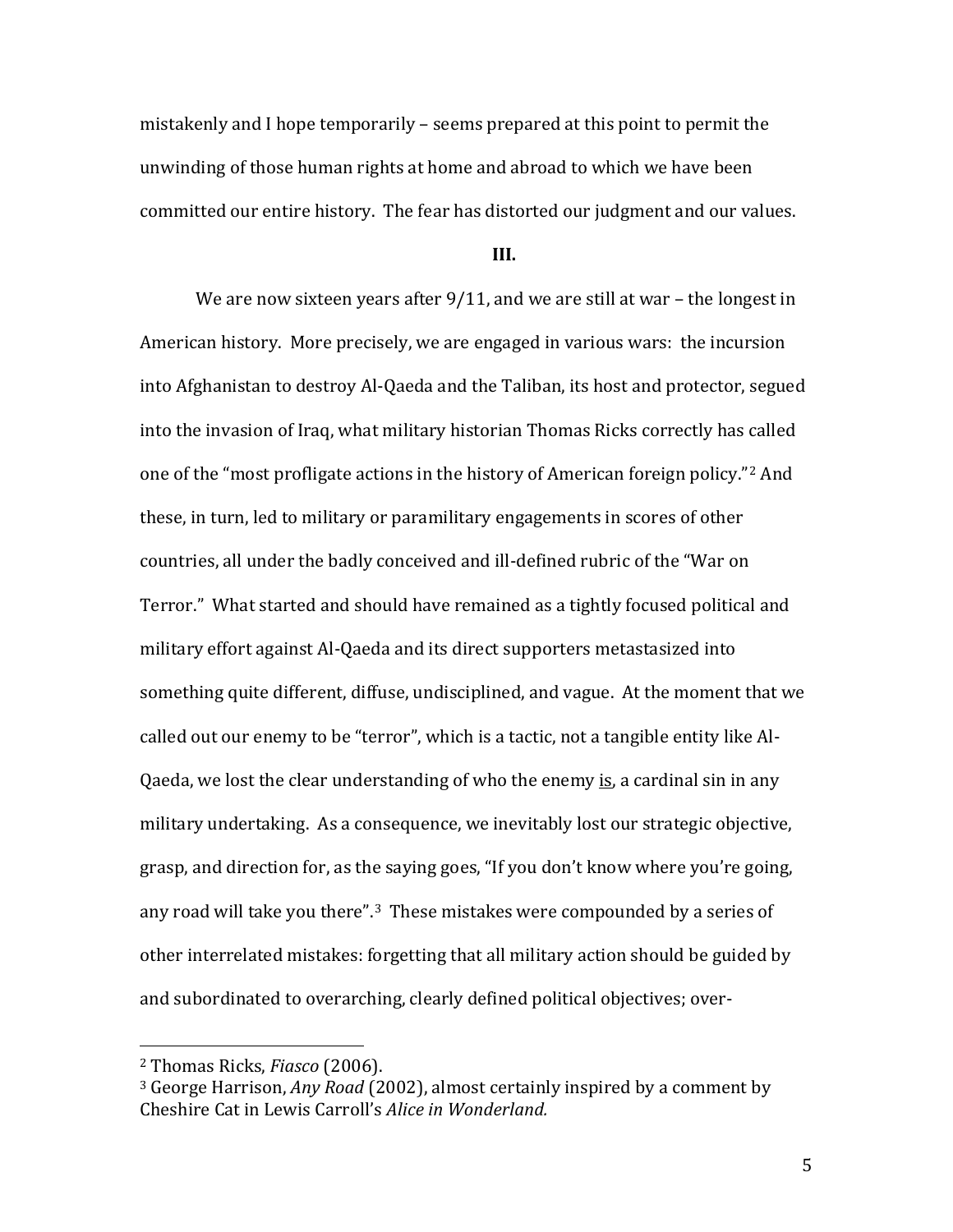mistakenly and I hope temporarily – seems prepared at this point to permit the unwinding of those human rights at home and abroad to which we have been committed our entire history. The fear has distorted our judgment and our values.

### III.

We are now sixteen years after 9/11, and we are still at war – the longest in American history. More precisely, we are engaged in various wars: the incursion into Afghanistan to destroy Al-Qaeda and the Taliban, its host and protector, segued into the invasion of Iraq, what military historian Thomas Ricks correctly has called one of the "most profligate actions in the history of American foreign policy."[2] And these, in turn, led to military or paramilitary engagements in scores of other countries, all under the badly conceived and ill-defined rubric of the "War on Terror." What started and should have remained as a tightly focused political and military effort against Al-Qaeda and its direct supporters metastasized into something quite different, diffuse, undisciplined, and vague. At the moment that we called out our enemy to be "terror", which is a tactic, not a tangible entity like Al-Qaeda, we lost the clear understanding of who the enemy <u>is</u>, a cardinal sin in any military undertaking. As a consequence, we inevitably lost our strategic objective, grasp, and direction for, as the saying goes, "If you don't know where you're going, any road will take you there".[3] These mistakes were compounded by a series of other interrelated mistakes: forgetting that all military action should be guided by and subordinated to overarching, clearly defined political objectives; over-

---

[2] Thomas Ricks, *Fiasco* (2006).

[3] George Harrison, *Any Road* (2002), almost certainly inspired by a comment by Cheshire Cat in Lewis Carroll's *Alice in Wonderland.*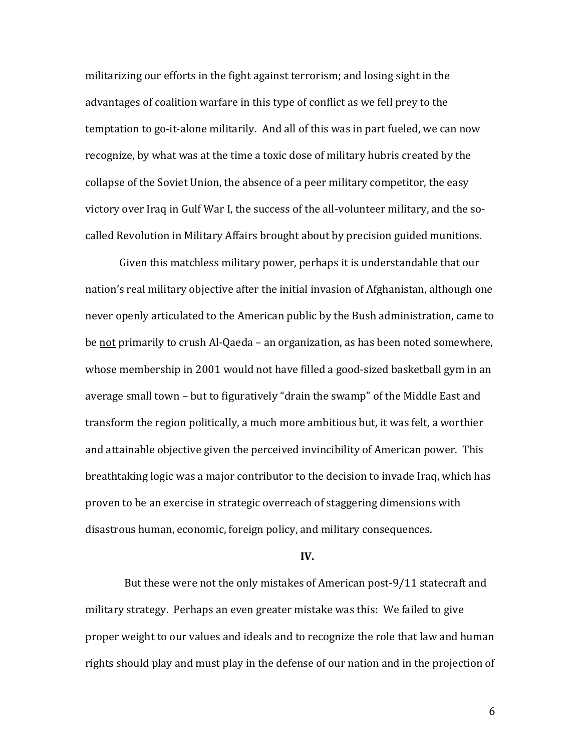militarizing our efforts in the fight against terrorism; and losing sight in the advantages of coalition warfare in this type of conflict as we fell prey to the temptation to go-it-alone militarily. And all of this was in part fueled, we can now recognize, by what was at the time a toxic dose of military hubris created by the collapse of the Soviet Union, the absence of a peer military competitor, the easy victory over Iraq in Gulf War I, the success of the all-volunteer military, and the so-called Revolution in Military Affairs brought about by precision guided munitions.

Given this matchless military power, perhaps it is understandable that our nation's real military objective after the initial invasion of Afghanistan, although one never openly articulated to the American public by the Bush administration, came to be <u>not</u> primarily to crush Al-Qaeda – an organization, as has been noted somewhere, whose membership in 2001 would not have filled a good-sized basketball gym in an average small town – but to figuratively "drain the swamp" of the Middle East and transform the region politically, a much more ambitious but, it was felt, a worthier and attainable objective given the perceived invincibility of American power. This breathtaking logic was a major contributor to the decision to invade Iraq, which has proven to be an exercise in strategic overreach of staggering dimensions with disastrous human, economic, foreign policy, and military consequences.

**IV.**

But these were not the only mistakes of American post-9/11 statecraft and military strategy. Perhaps an even greater mistake was this: We failed to give proper weight to our values and ideals and to recognize the role that law and human rights should play and must play in the defense of our nation and in the projection of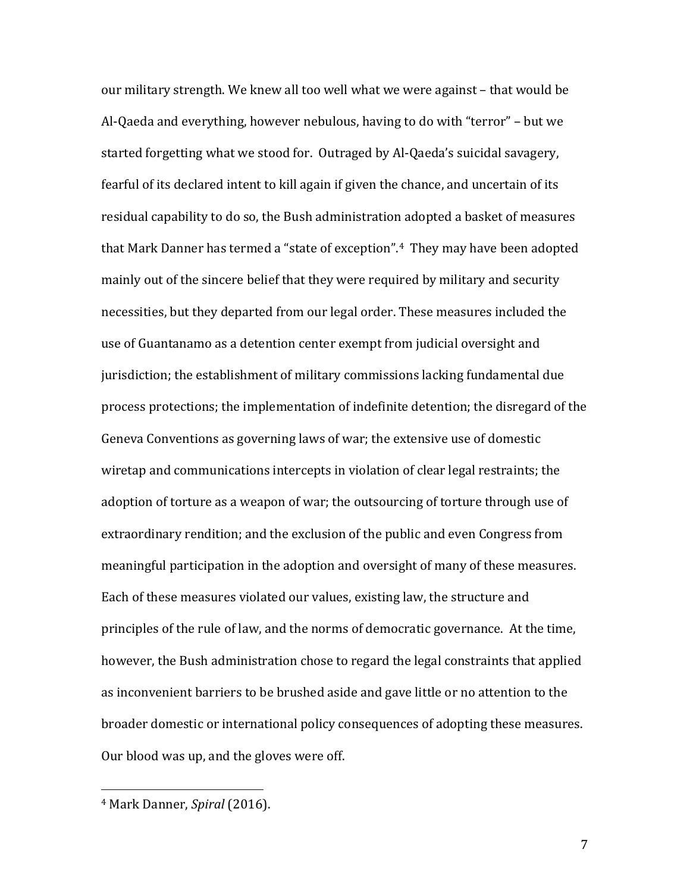our military strength. We knew all too well what we were against – that would be Al-Qaeda and everything, however nebulous, having to do with "terror" – but we started forgetting what we stood for. Outraged by Al-Qaeda's suicidal savagery, fearful of its declared intent to kill again if given the chance, and uncertain of its residual capability to do so, the Bush administration adopted a basket of measures that Mark Danner has termed a "state of exception".[4] They may have been adopted mainly out of the sincere belief that they were required by military and security necessities, but they departed from our legal order. These measures included the use of Guantanamo as a detention center exempt from judicial oversight and jurisdiction; the establishment of military commissions lacking fundamental due process protections; the implementation of indefinite detention; the disregard of the Geneva Conventions as governing laws of war; the extensive use of domestic wiretap and communications intercepts in violation of clear legal restraints; the adoption of torture as a weapon of war; the outsourcing of torture through use of extraordinary rendition; and the exclusion of the public and even Congress from meaningful participation in the adoption and oversight of many of these measures. Each of these measures violated our values, existing law, the structure and principles of the rule of law, and the norms of democratic governance. At the time, however, the Bush administration chose to regard the legal constraints that applied as inconvenient barriers to be brushed aside and gave little or no attention to the broader domestic or international policy consequences of adopting these measures. Our blood was up, and the gloves were off.

---

[4] Mark Danner, *Spiral* (2016).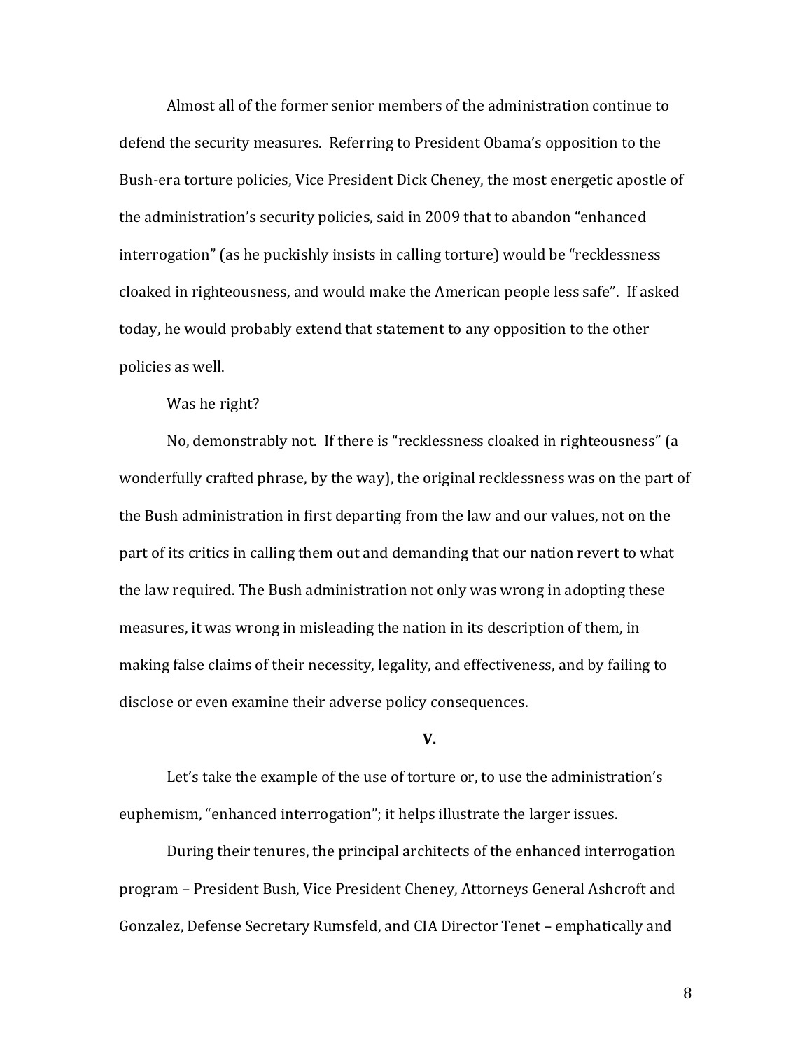Almost all of the former senior members of the administration continue to defend the security measures. Referring to President Obama's opposition to the Bush-era torture policies, Vice President Dick Cheney, the most energetic apostle of the administration's security policies, said in 2009 that to abandon "enhanced interrogation" (as he puckishly insists in calling torture) would be "recklessness cloaked in righteousness, and would make the American people less safe". If asked today, he would probably extend that statement to any opposition to the other policies as well.

Was he right?

No, demonstrably not. If there is "recklessness cloaked in righteousness" (a wonderfully crafted phrase, by the way), the original recklessness was on the part of the Bush administration in first departing from the law and our values, not on the part of its critics in calling them out and demanding that our nation revert to what the law required. The Bush administration not only was wrong in adopting these measures, it was wrong in misleading the nation in its description of them, in making false claims of their necessity, legality, and effectiveness, and by failing to disclose or even examine their adverse policy consequences.

**V.**

Let's take the example of the use of torture or, to use the administration's euphemism, "enhanced interrogation"; it helps illustrate the larger issues.

During their tenures, the principal architects of the enhanced interrogation program – President Bush, Vice President Cheney, Attorneys General Ashcroft and Gonzalez, Defense Secretary Rumsfeld, and CIA Director Tenet – emphatically and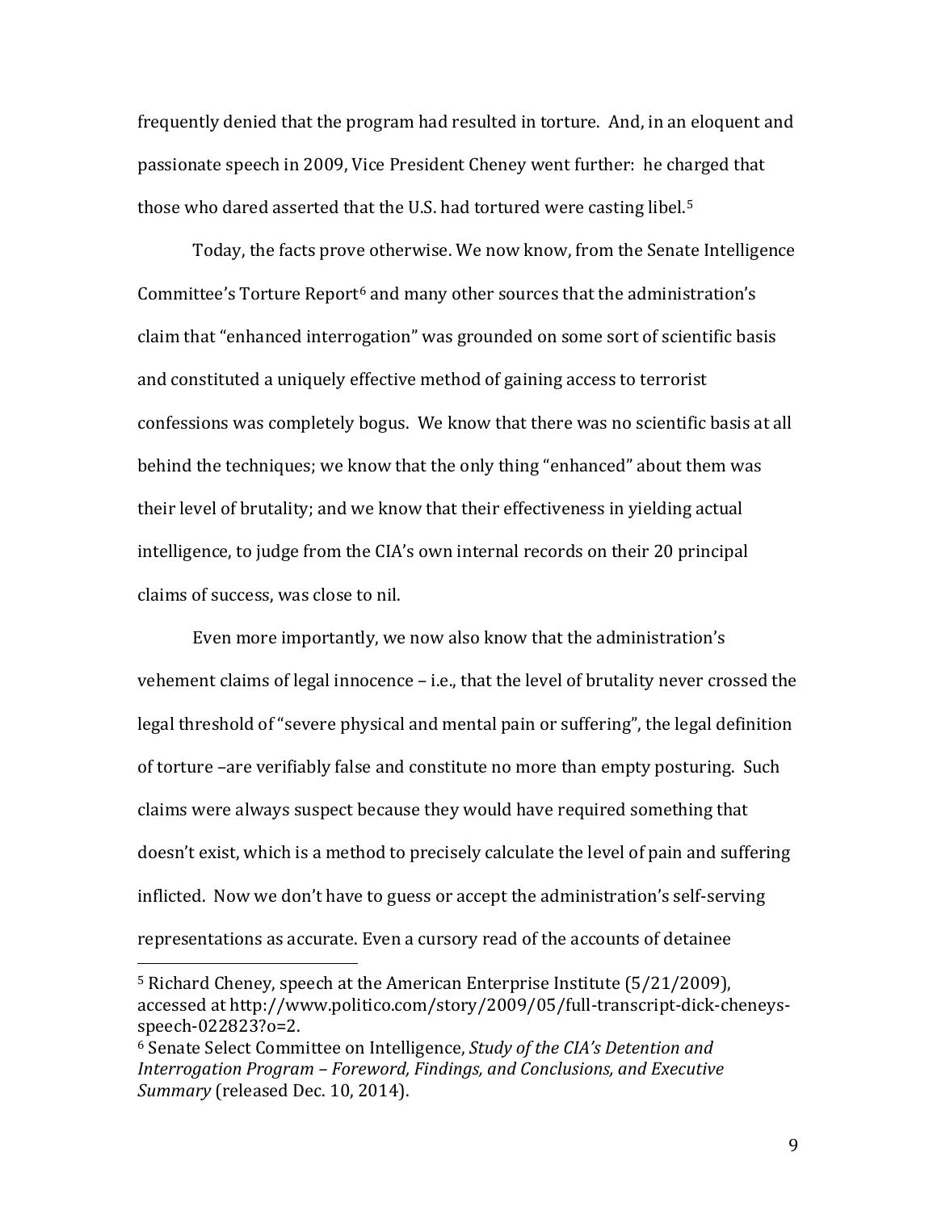frequently denied that the program had resulted in torture. And, in an eloquent and passionate speech in 2009, Vice President Cheney went further: he charged that those who dared asserted that the U.S. had tortured were casting libel.[5]

Today, the facts prove otherwise. We now know, from the Senate Intelligence Committee's Torture Report[6] and many other sources that the administration's claim that "enhanced interrogation" was grounded on some sort of scientific basis and constituted a uniquely effective method of gaining access to terrorist confessions was completely bogus. We know that there was no scientific basis at all behind the techniques; we know that the only thing "enhanced" about them was their level of brutality; and we know that their effectiveness in yielding actual intelligence, to judge from the CIA's own internal records on their 20 principal claims of success, was close to nil.

Even more importantly, we now also know that the administration's vehement claims of legal innocence – i.e., that the level of brutality never crossed the legal threshold of "severe physical and mental pain or suffering", the legal definition of torture –are verifiably false and constitute no more than empty posturing. Such claims were always suspect because they would have required something that doesn't exist, which is a method to precisely calculate the level of pain and suffering inflicted. Now we don't have to guess or accept the administration's self-serving representations as accurate. Even a cursory read of the accounts of detainee

---

[5] Richard Cheney, speech at the American Enterprise Institute (5/21/2009), accessed at http://www.politico.com/story/2009/05/full-transcript-dick-cheneys-speech-022823?o=2.

[6] Senate Select Committee on Intelligence, *Study of the CIA's Detention and Interrogation Program – Foreword, Findings, and Conclusions, and Executive Summary* (released Dec. 10, 2014).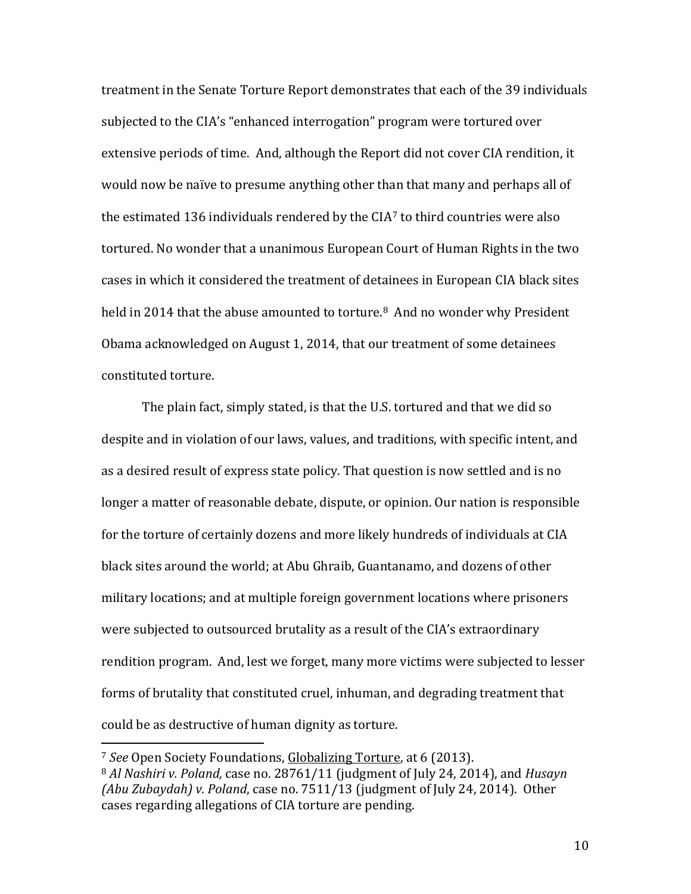treatment in the Senate Torture Report demonstrates that each of the 39 individuals subjected to the CIA's "enhanced interrogation" program were tortured over extensive periods of time. And, although the Report did not cover CIA rendition, it would now be naïve to presume anything other than that many and perhaps all of the estimated 136 individuals rendered by the CIA[7] to third countries were also tortured. No wonder that a unanimous European Court of Human Rights in the two cases in which it considered the treatment of detainees in European CIA black sites held in 2014 that the abuse amounted to torture.[8] And no wonder why President Obama acknowledged on August 1, 2014, that our treatment of some detainees constituted torture.

The plain fact, simply stated, is that the U.S. tortured and that we did so despite and in violation of our laws, values, and traditions, with specific intent, and as a desired result of express state policy. That question is now settled and is no longer a matter of reasonable debate, dispute, or opinion. Our nation is responsible for the torture of certainly dozens and more likely hundreds of individuals at CIA black sites around the world; at Abu Ghraib, Guantanamo, and dozens of other military locations; and at multiple foreign government locations where prisoners were subjected to outsourced brutality as a result of the CIA's extraordinary rendition program. And, lest we forget, many more victims were subjected to lesser forms of brutality that constituted cruel, inhuman, and degrading treatment that could be as destructive of human dignity as torture.

---

[7] *See* Open Society Foundations, Globalizing Torture, at 6 (2013).

[8] *Al Nashiri v. Poland,* case no. 28761/11 (judgment of July 24, 2014), and *Husayn (Abu Zubaydah) v. Poland*, case no. 7511/13 (judgment of July 24, 2014). Other cases regarding allegations of CIA torture are pending.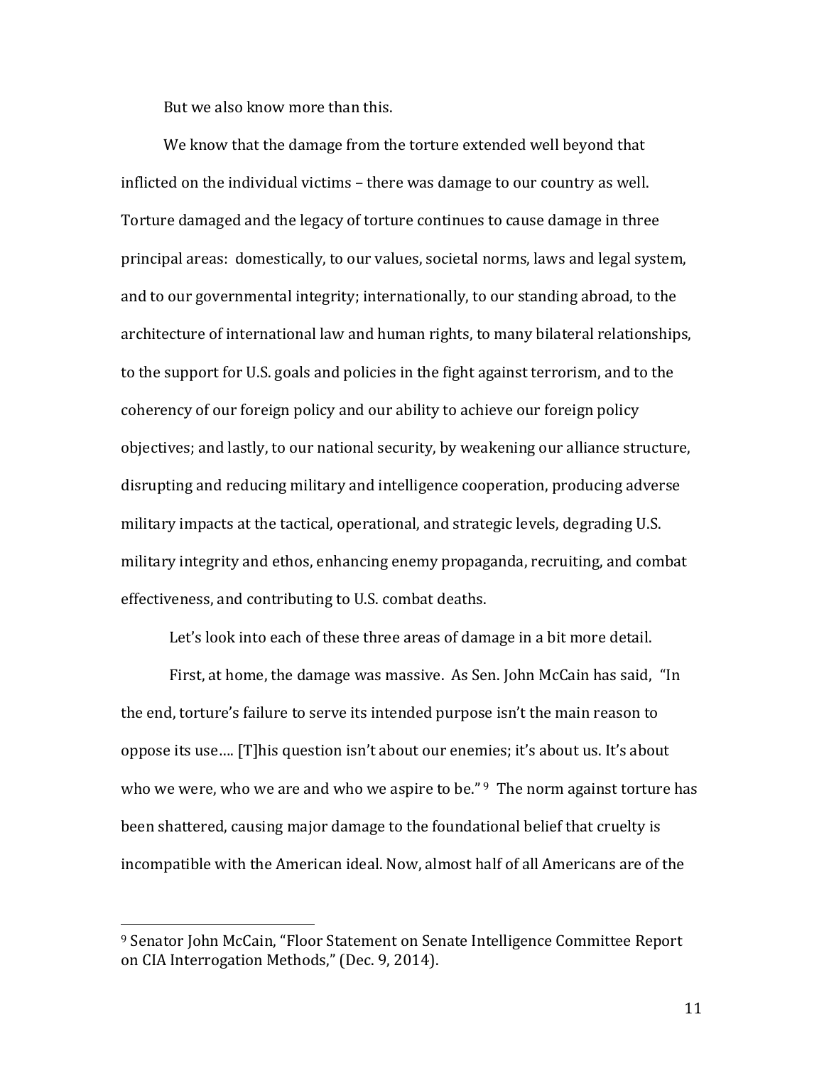But we also know more than this.

We know that the damage from the torture extended well beyond that inflicted on the individual victims – there was damage to our country as well. Torture damaged and the legacy of torture continues to cause damage in three principal areas: domestically, to our values, societal norms, laws and legal system, and to our governmental integrity; internationally, to our standing abroad, to the architecture of international law and human rights, to many bilateral relationships, to the support for U.S. goals and policies in the fight against terrorism, and to the coherency of our foreign policy and our ability to achieve our foreign policy objectives; and lastly, to our national security, by weakening our alliance structure, disrupting and reducing military and intelligence cooperation, producing adverse military impacts at the tactical, operational, and strategic levels, degrading U.S. military integrity and ethos, enhancing enemy propaganda, recruiting, and combat effectiveness, and contributing to U.S. combat deaths.

Let's look into each of these three areas of damage in a bit more detail.

First, at home, the damage was massive. As Sen. John McCain has said, "In the end, torture's failure to serve its intended purpose isn't the main reason to oppose its use…. [T]his question isn't about our enemies; it's about us. It's about who we were, who we are and who we aspire to be."[9] The norm against torture has been shattered, causing major damage to the foundational belief that cruelty is incompatible with the American ideal. Now, almost half of all Americans are of the

---

[9] Senator John McCain, "Floor Statement on Senate Intelligence Committee Report on CIA Interrogation Methods," (Dec. 9, 2014).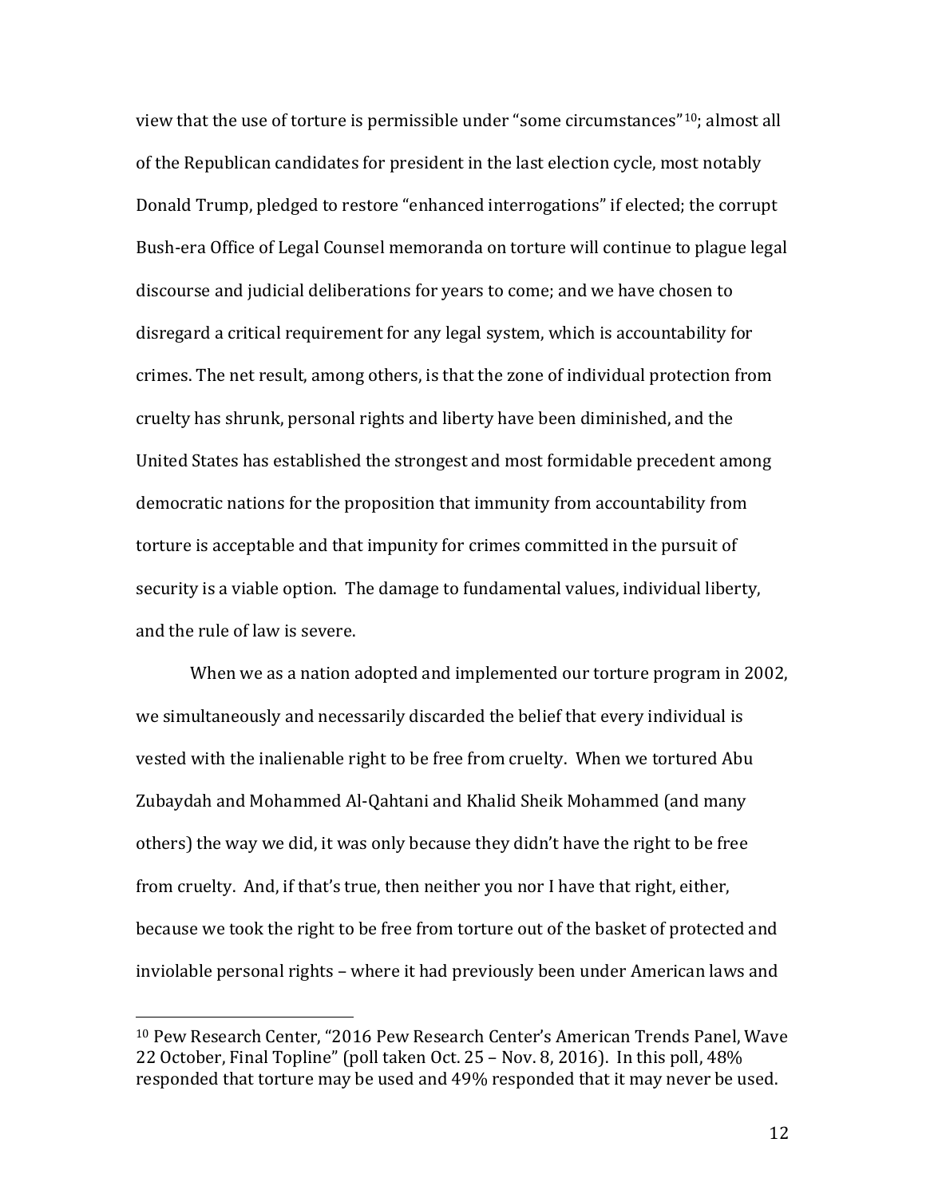view that the use of torture is permissible under "some circumstances"[10]; almost all of the Republican candidates for president in the last election cycle, most notably Donald Trump, pledged to restore "enhanced interrogations" if elected; the corrupt Bush-era Office of Legal Counsel memoranda on torture will continue to plague legal discourse and judicial deliberations for years to come; and we have chosen to disregard a critical requirement for any legal system, which is accountability for crimes. The net result, among others, is that the zone of individual protection from cruelty has shrunk, personal rights and liberty have been diminished, and the United States has established the strongest and most formidable precedent among democratic nations for the proposition that immunity from accountability from torture is acceptable and that impunity for crimes committed in the pursuit of security is a viable option. The damage to fundamental values, individual liberty, and the rule of law is severe.

When we as a nation adopted and implemented our torture program in 2002, we simultaneously and necessarily discarded the belief that every individual is vested with the inalienable right to be free from cruelty. When we tortured Abu Zubaydah and Mohammed Al-Qahtani and Khalid Sheik Mohammed (and many others) the way we did, it was only because they didn't have the right to be free from cruelty. And, if that's true, then neither you nor I have that right, either, because we took the right to be free from torture out of the basket of protected and inviolable personal rights – where it had previously been under American laws and

[10] Pew Research Center, "2016 Pew Research Center's American Trends Panel, Wave 22 October, Final Topline" (poll taken Oct. 25 – Nov. 8, 2016). In this poll, 48% responded that torture may be used and 49% responded that it may never be used.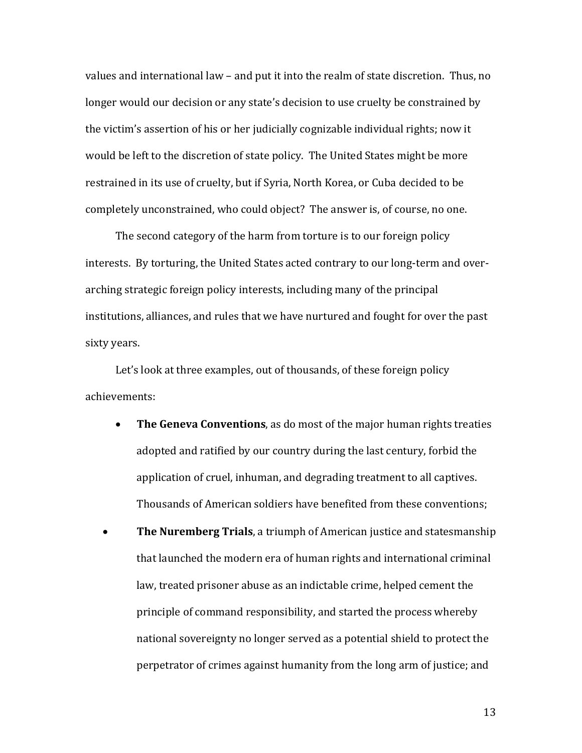values and international law – and put it into the realm of state discretion. Thus, no longer would our decision or any state's decision to use cruelty be constrained by the victim's assertion of his or her judicially cognizable individual rights; now it would be left to the discretion of state policy. The United States might be more restrained in its use of cruelty, but if Syria, North Korea, or Cuba decided to be completely unconstrained, who could object? The answer is, of course, no one.

The second category of the harm from torture is to our foreign policy interests. By torturing, the United States acted contrary to our long-term and over-arching strategic foreign policy interests, including many of the principal institutions, alliances, and rules that we have nurtured and fought for over the past sixty years.

Let's look at three examples, out of thousands, of these foreign policy achievements:

- **The Geneva Conventions**, as do most of the major human rights treaties adopted and ratified by our country during the last century, forbid the application of cruel, inhuman, and degrading treatment to all captives. Thousands of American soldiers have benefited from these conventions;
- **The Nuremberg Trials**, a triumph of American justice and statesmanship that launched the modern era of human rights and international criminal law, treated prisoner abuse as an indictable crime, helped cement the principle of command responsibility, and started the process whereby national sovereignty no longer served as a potential shield to protect the perpetrator of crimes against humanity from the long arm of justice; and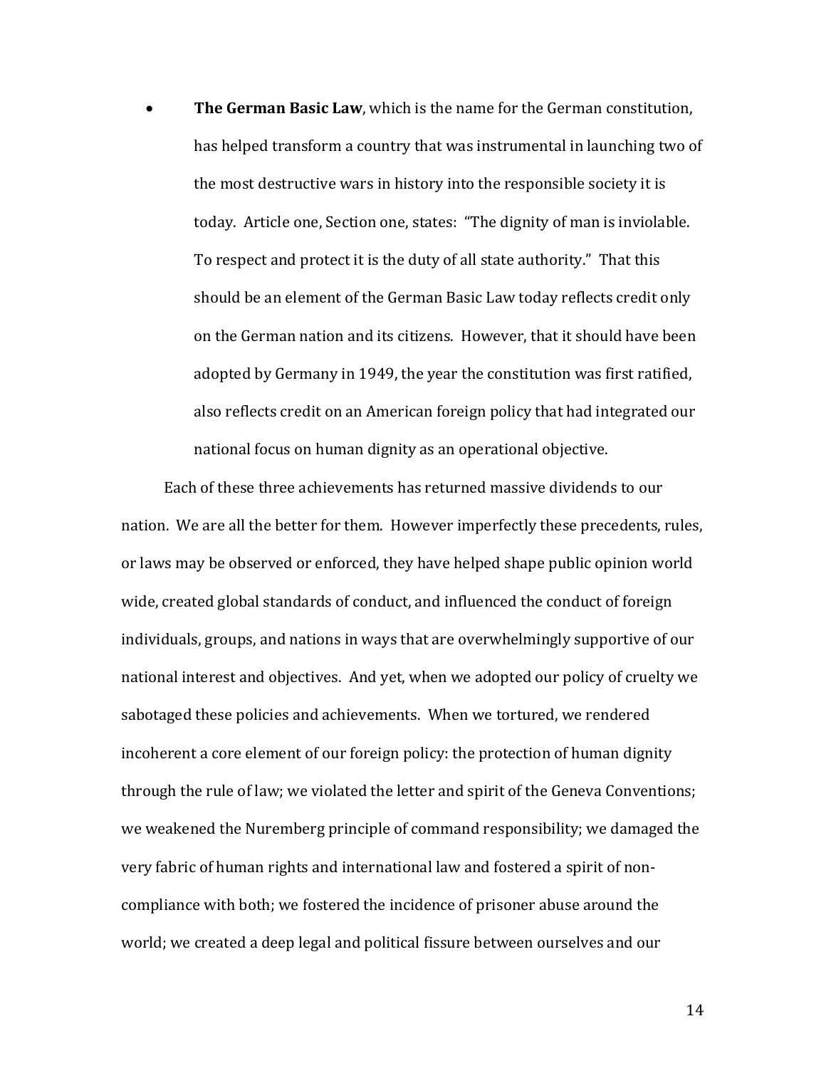- **The German Basic Law**, which is the name for the German constitution, has helped transform a country that was instrumental in launching two of the most destructive wars in history into the responsible society it is today. Article one, Section one, states: "The dignity of man is inviolable. To respect and protect it is the duty of all state authority." That this should be an element of the German Basic Law today reflects credit only on the German nation and its citizens. However, that it should have been adopted by Germany in 1949, the year the constitution was first ratified, also reflects credit on an American foreign policy that had integrated our national focus on human dignity as an operational objective.

Each of these three achievements has returned massive dividends to our nation. We are all the better for them. However imperfectly these precedents, rules, or laws may be observed or enforced, they have helped shape public opinion world wide, created global standards of conduct, and influenced the conduct of foreign individuals, groups, and nations in ways that are overwhelmingly supportive of our national interest and objectives. And yet, when we adopted our policy of cruelty we sabotaged these policies and achievements. When we tortured, we rendered incoherent a core element of our foreign policy: the protection of human dignity through the rule of law; we violated the letter and spirit of the Geneva Conventions; we weakened the Nuremberg principle of command responsibility; we damaged the very fabric of human rights and international law and fostered a spirit of non-compliance with both; we fostered the incidence of prisoner abuse around the world; we created a deep legal and political fissure between ourselves and our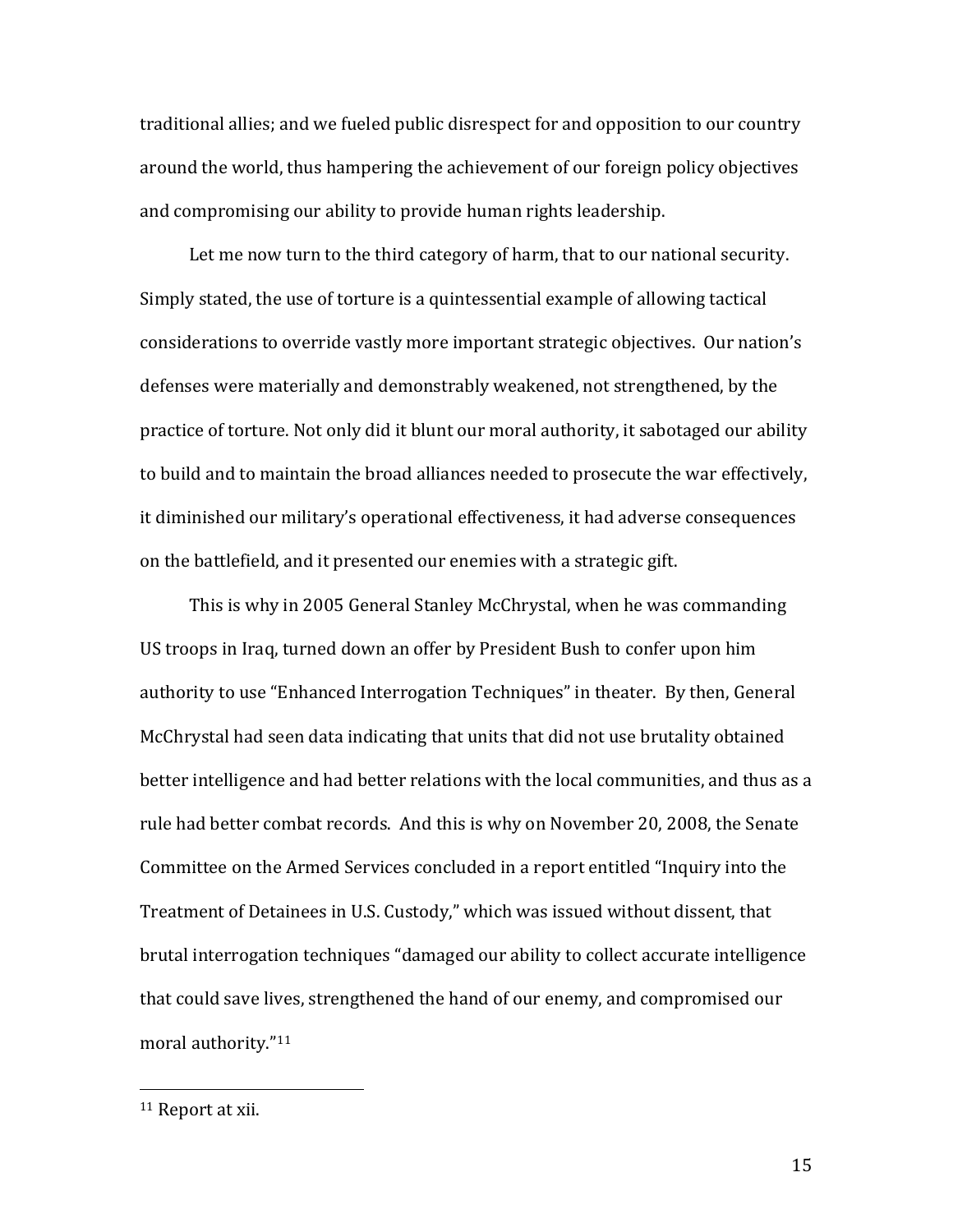traditional allies; and we fueled public disrespect for and opposition to our country around the world, thus hampering the achievement of our foreign policy objectives and compromising our ability to provide human rights leadership.

Let me now turn to the third category of harm, that to our national security. Simply stated, the use of torture is a quintessential example of allowing tactical considerations to override vastly more important strategic objectives. Our nation's defenses were materially and demonstrably weakened, not strengthened, by the practice of torture. Not only did it blunt our moral authority, it sabotaged our ability to build and to maintain the broad alliances needed to prosecute the war effectively, it diminished our military's operational effectiveness, it had adverse consequences on the battlefield, and it presented our enemies with a strategic gift.

This is why in 2005 General Stanley McChrystal, when he was commanding US troops in Iraq, turned down an offer by President Bush to confer upon him authority to use "Enhanced Interrogation Techniques" in theater. By then, General McChrystal had seen data indicating that units that did not use brutality obtained better intelligence and had better relations with the local communities, and thus as a rule had better combat records. And this is why on November 20, 2008, the Senate Committee on the Armed Services concluded in a report entitled "Inquiry into the Treatment of Detainees in U.S. Custody," which was issued without dissent, that brutal interrogation techniques "damaged our ability to collect accurate intelligence that could save lives, strengthened the hand of our enemy, and compromised our moral authority."[11]

---

[11] Report at xii.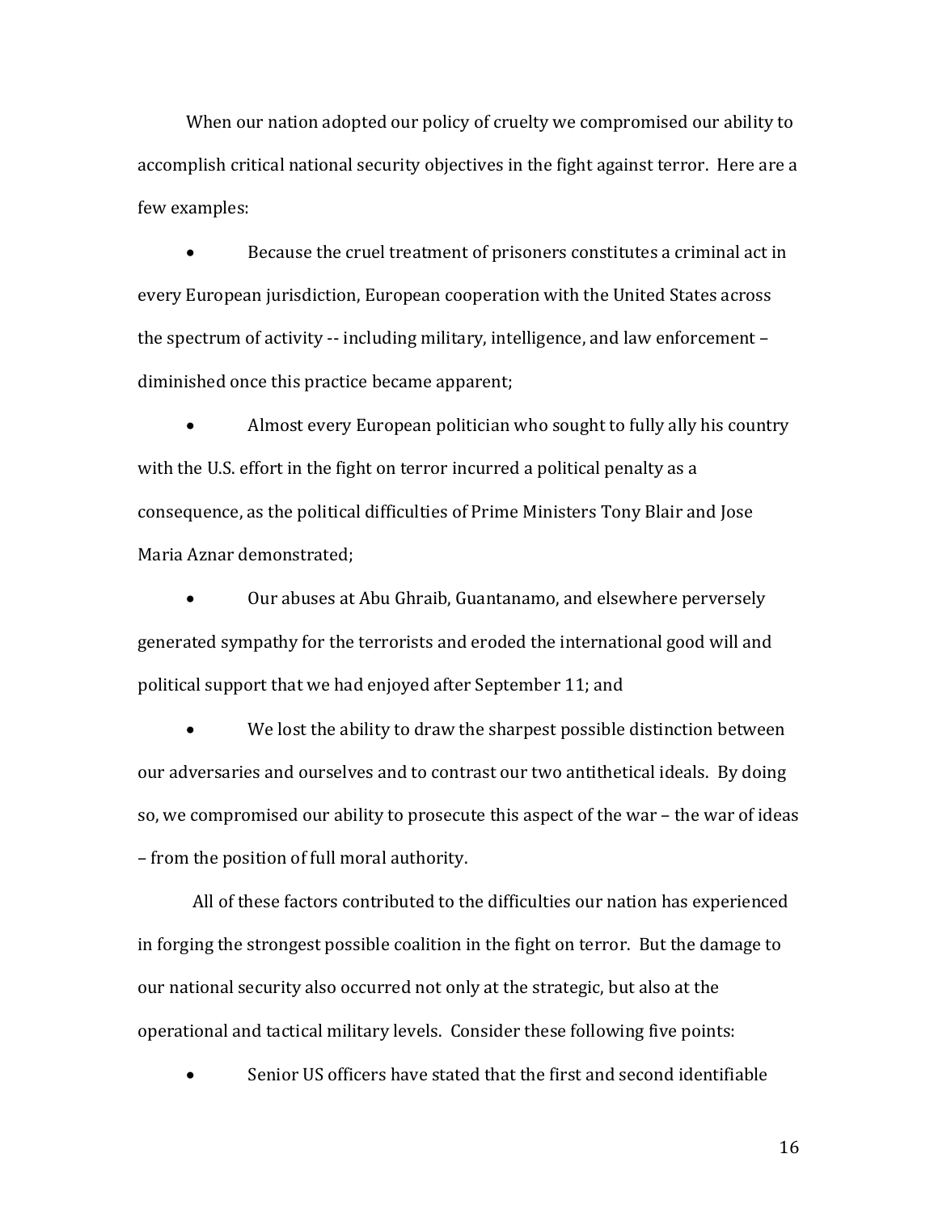When our nation adopted our policy of cruelty we compromised our ability to accomplish critical national security objectives in the fight against terror. Here are a few examples:

- Because the cruel treatment of prisoners constitutes a criminal act in every European jurisdiction, European cooperation with the United States across the spectrum of activity -- including military, intelligence, and law enforcement – diminished once this practice became apparent;

- Almost every European politician who sought to fully ally his country with the U.S. effort in the fight on terror incurred a political penalty as a consequence, as the political difficulties of Prime Ministers Tony Blair and Jose Maria Aznar demonstrated;

- Our abuses at Abu Ghraib, Guantanamo, and elsewhere perversely generated sympathy for the terrorists and eroded the international good will and political support that we had enjoyed after September 11; and

- We lost the ability to draw the sharpest possible distinction between our adversaries and ourselves and to contrast our two antithetical ideals. By doing so, we compromised our ability to prosecute this aspect of the war – the war of ideas – from the position of full moral authority.

All of these factors contributed to the difficulties our nation has experienced in forging the strongest possible coalition in the fight on terror. But the damage to our national security also occurred not only at the strategic, but also at the operational and tactical military levels. Consider these following five points:

- Senior US officers have stated that the first and second identifiable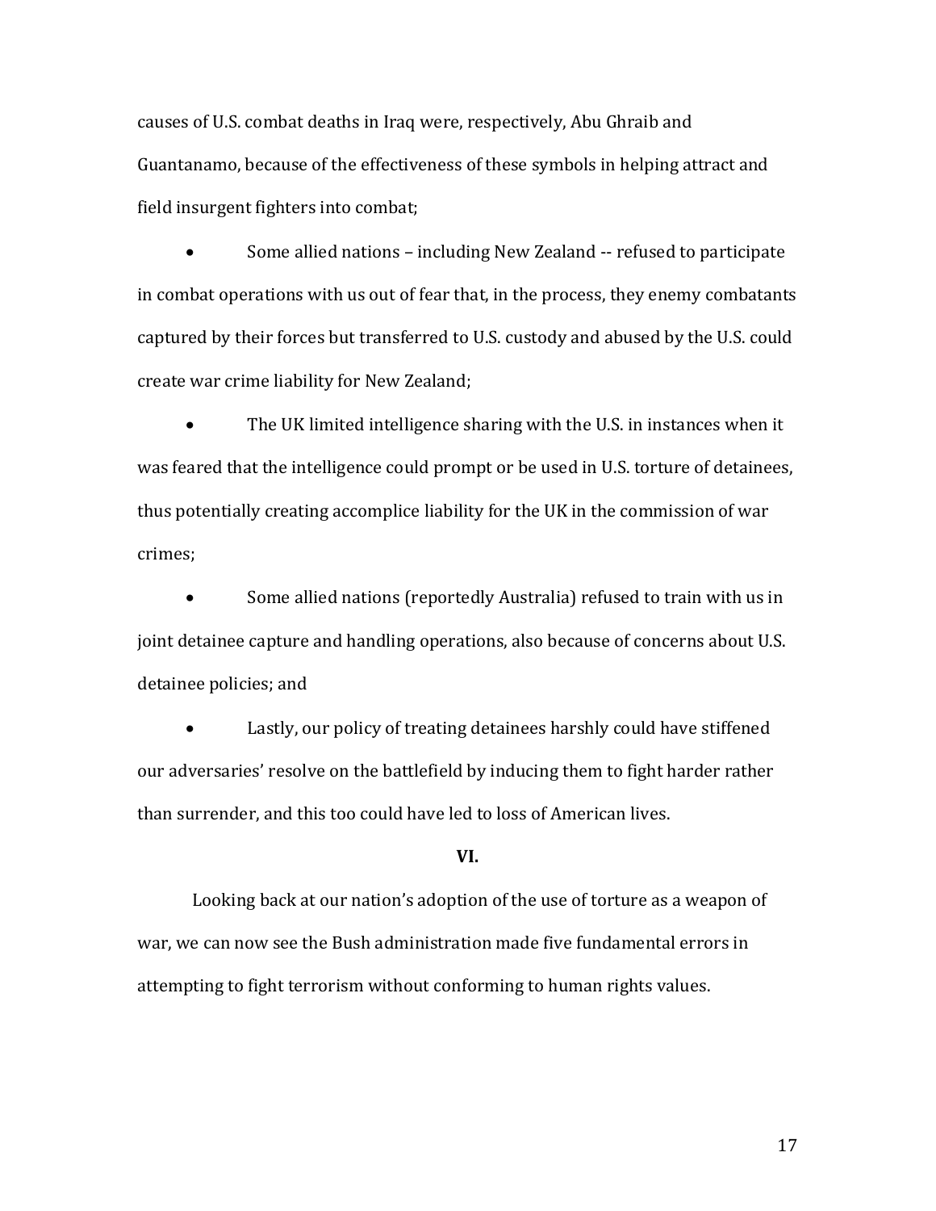causes of U.S. combat deaths in Iraq were, respectively, Abu Ghraib and Guantanamo, because of the effectiveness of these symbols in helping attract and field insurgent fighters into combat;

- Some allied nations – including New Zealand -- refused to participate in combat operations with us out of fear that, in the process, they enemy combatants captured by their forces but transferred to U.S. custody and abused by the U.S. could create war crime liability for New Zealand;

- The UK limited intelligence sharing with the U.S. in instances when it was feared that the intelligence could prompt or be used in U.S. torture of detainees, thus potentially creating accomplice liability for the UK in the commission of war crimes;

- Some allied nations (reportedly Australia) refused to train with us in joint detainee capture and handling operations, also because of concerns about U.S. detainee policies; and

- Lastly, our policy of treating detainees harshly could have stiffened our adversaries' resolve on the battlefield by inducing them to fight harder rather than surrender, and this too could have led to loss of American lives.

**VI.**

Looking back at our nation's adoption of the use of torture as a weapon of war, we can now see the Bush administration made five fundamental errors in attempting to fight terrorism without conforming to human rights values.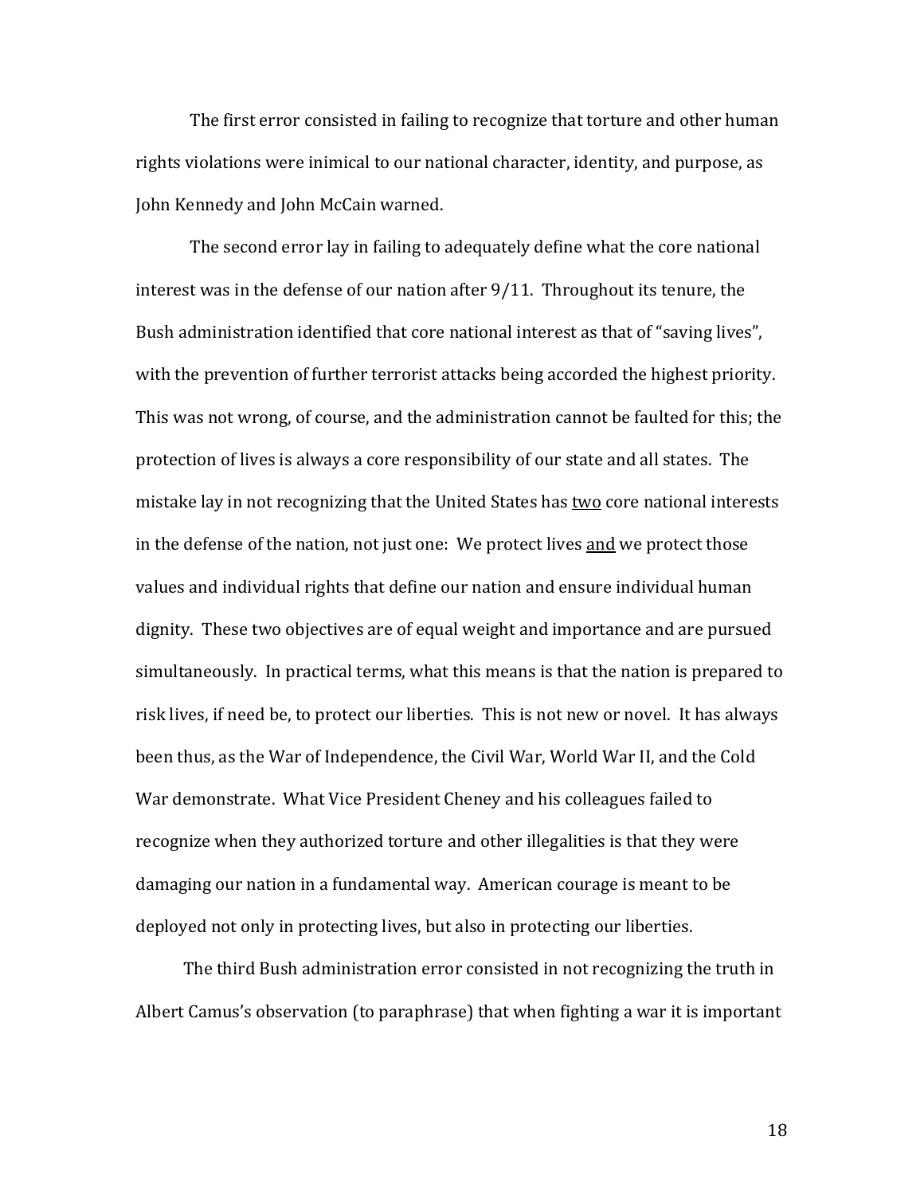The first error consisted in failing to recognize that torture and other human rights violations were inimical to our national character, identity, and purpose, as John Kennedy and John McCain warned.

The second error lay in failing to adequately define what the core national interest was in the defense of our nation after 9/11. Throughout its tenure, the Bush administration identified that core national interest as that of "saving lives", with the prevention of further terrorist attacks being accorded the highest priority. This was not wrong, of course, and the administration cannot be faulted for this; the protection of lives is always a core responsibility of our state and all states. The mistake lay in not recognizing that the United States has <u>two</u> core national interests in the defense of the nation, not just one: We protect lives <u>and</u> we protect those values and individual rights that define our nation and ensure individual human dignity. These two objectives are of equal weight and importance and are pursued simultaneously. In practical terms, what this means is that the nation is prepared to risk lives, if need be, to protect our liberties. This is not new or novel. It has always been thus, as the War of Independence, the Civil War, World War II, and the Cold War demonstrate. What Vice President Cheney and his colleagues failed to recognize when they authorized torture and other illegalities is that they were damaging our nation in a fundamental way. American courage is meant to be deployed not only in protecting lives, but also in protecting our liberties.

The third Bush administration error consisted in not recognizing the truth in Albert Camus's observation (to paraphrase) that when fighting a war it is important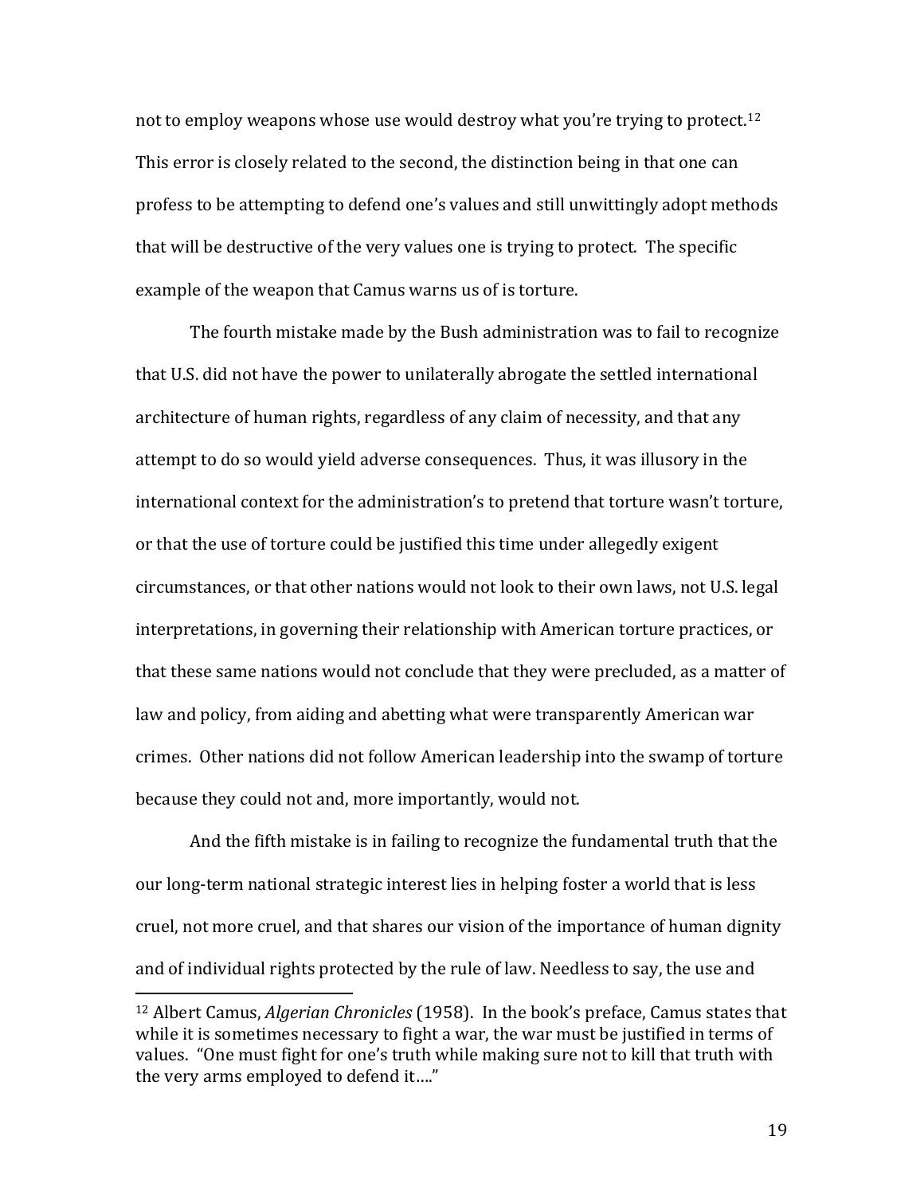not to employ weapons whose use would destroy what you're trying to protect.[12] This error is closely related to the second, the distinction being in that one can profess to be attempting to defend one's values and still unwittingly adopt methods that will be destructive of the very values one is trying to protect. The specific example of the weapon that Camus warns us of is torture.

The fourth mistake made by the Bush administration was to fail to recognize that U.S. did not have the power to unilaterally abrogate the settled international architecture of human rights, regardless of any claim of necessity, and that any attempt to do so would yield adverse consequences. Thus, it was illusory in the international context for the administration's to pretend that torture wasn't torture, or that the use of torture could be justified this time under allegedly exigent circumstances, or that other nations would not look to their own laws, not U.S. legal interpretations, in governing their relationship with American torture practices, or that these same nations would not conclude that they were precluded, as a matter of law and policy, from aiding and abetting what were transparently American war crimes. Other nations did not follow American leadership into the swamp of torture because they could not and, more importantly, would not.

And the fifth mistake is in failing to recognize the fundamental truth that the our long-term national strategic interest lies in helping foster a world that is less cruel, not more cruel, and that shares our vision of the importance of human dignity and of individual rights protected by the rule of law. Needless to say, the use and

---

[12] Albert Camus, *Algerian Chronicles* (1958). In the book's preface, Camus states that while it is sometimes necessary to fight a war, the war must be justified in terms of values. "One must fight for one's truth while making sure not to kill that truth with the very arms employed to defend it…."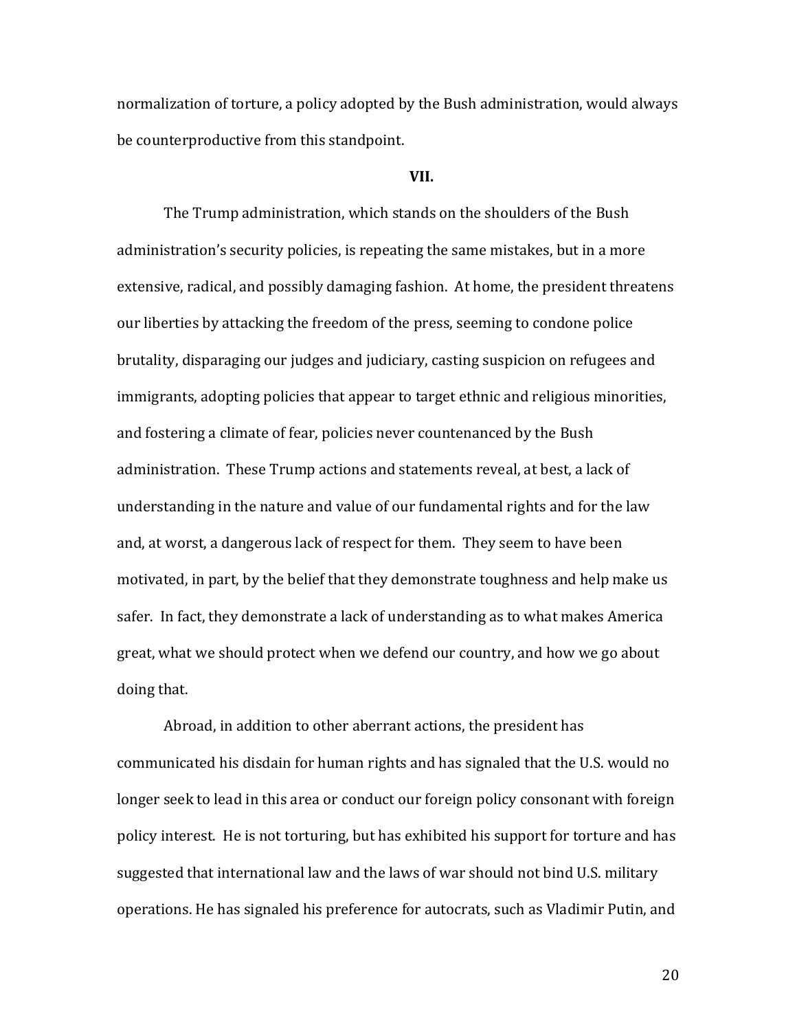normalization of torture, a policy adopted by the Bush administration, would always be counterproductive from this standpoint.

**VII.**

The Trump administration, which stands on the shoulders of the Bush administration's security policies, is repeating the same mistakes, but in a more extensive, radical, and possibly damaging fashion. At home, the president threatens our liberties by attacking the freedom of the press, seeming to condone police brutality, disparaging our judges and judiciary, casting suspicion on refugees and immigrants, adopting policies that appear to target ethnic and religious minorities, and fostering a climate of fear, policies never countenanced by the Bush administration. These Trump actions and statements reveal, at best, a lack of understanding in the nature and value of our fundamental rights and for the law and, at worst, a dangerous lack of respect for them. They seem to have been motivated, in part, by the belief that they demonstrate toughness and help make us safer. In fact, they demonstrate a lack of understanding as to what makes America great, what we should protect when we defend our country, and how we go about doing that.

Abroad, in addition to other aberrant actions, the president has communicated his disdain for human rights and has signaled that the U.S. would no longer seek to lead in this area or conduct our foreign policy consonant with foreign policy interest. He is not torturing, but has exhibited his support for torture and has suggested that international law and the laws of war should not bind U.S. military operations. He has signaled his preference for autocrats, such as Vladimir Putin, and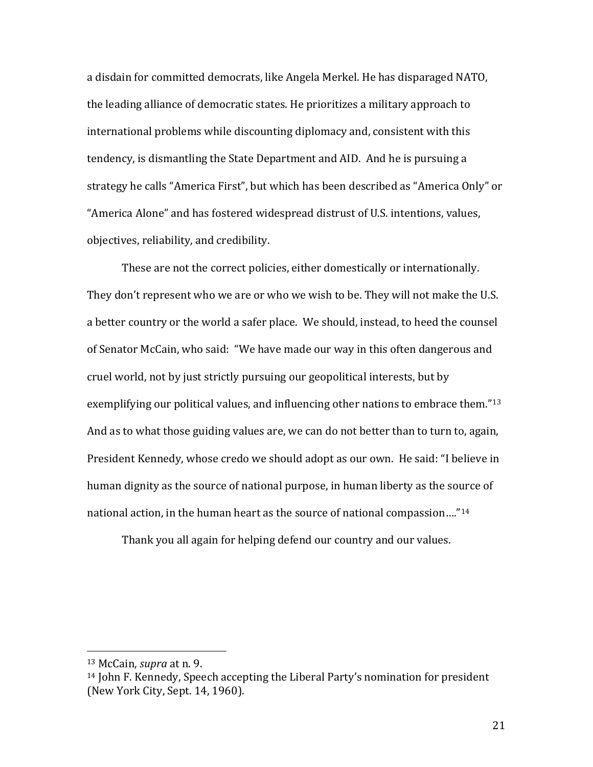a disdain for committed democrats, like Angela Merkel. He has disparaged NATO, the leading alliance of democratic states. He prioritizes a military approach to international problems while discounting diplomacy and, consistent with this tendency, is dismantling the State Department and AID. And he is pursuing a strategy he calls "America First", but which has been described as "America Only" or "America Alone" and has fostered widespread distrust of U.S. intentions, values, objectives, reliability, and credibility.

These are not the correct policies, either domestically or internationally. They don't represent who we are or who we wish to be. They will not make the U.S. a better country or the world a safer place. We should, instead, to heed the counsel of Senator McCain, who said: "We have made our way in this often dangerous and cruel world, not by just strictly pursuing our geopolitical interests, but by exemplifying our political values, and influencing other nations to embrace them."[13] And as to what those guiding values are, we can do not better than to turn to, again, President Kennedy, whose credo we should adopt as our own. He said: "I believe in human dignity as the source of national purpose, in human liberty as the source of national action, in the human heart as the source of national compassion…."[14]

Thank you all again for helping defend our country and our values.

---

[13] McCain, *supra* at n. 9.

[14] John F. Kennedy, Speech accepting the Liberal Party's nomination for president (New York City, Sept. 14, 1960).